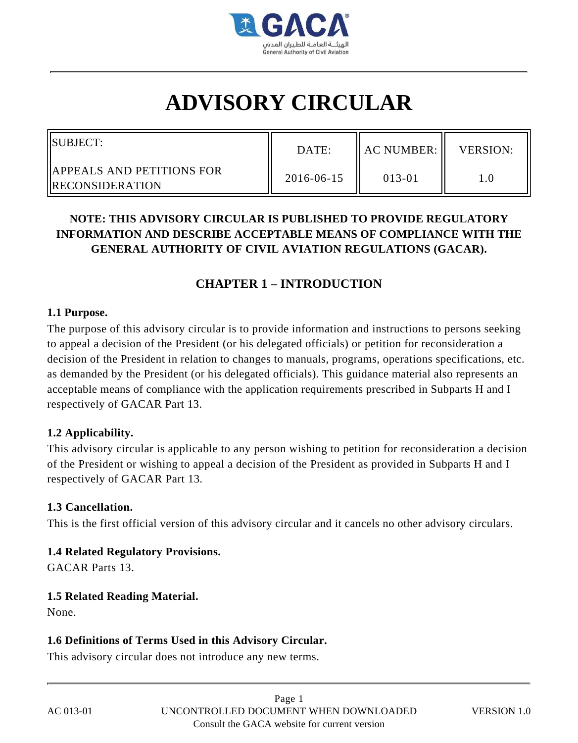# ADVISORY CIRCULAR

| SUBJECT: APPEALS AND PETITIONS FOR RECONSIDERATION | DATE: | AC NUMBER: | VERSION: |
|---|---|---|---|
| | 2016-06-15 | 013-01 | 1.0 |

**NOTE: THIS ADVISORY CIRCULAR IS PUBLISHED TO PROVIDE REGULATORY INFORMATION AND DESCRIBE ACCEPTABLE MEANS OF COMPLIANCE WITH THE GENERAL AUTHORITY OF CIVIL AVIATION REGULATIONS (GACAR).**

## CHAPTER 1 – INTRODUCTION

### 1.1 Purpose.

The purpose of this advisory circular is to provide information and instructions to persons seeking to appeal a decision of the President (or his delegated officials) or petition for reconsideration a decision of the President in relation to changes to manuals, programs, operations specifications, etc. as demanded by the President (or his delegated officials). This guidance material also represents an acceptable means of compliance with the application requirements prescribed in Subparts H and I respectively of GACAR Part 13.

### 1.2 Applicability.

This advisory circular is applicable to any person wishing to petition for reconsideration a decision of the President or wishing to appeal a decision of the President as provided in Subparts H and I respectively of GACAR Part 13.

### 1.3 Cancellation.

This is the first official version of this advisory circular and it cancels no other advisory circulars.

### 1.4 Related Regulatory Provisions.

GACAR Parts 13.

### 1.5 Related Reading Material.

None.

### 1.6 Definitions of Terms Used in this Advisory Circular.

This advisory circular does not introduce any new terms.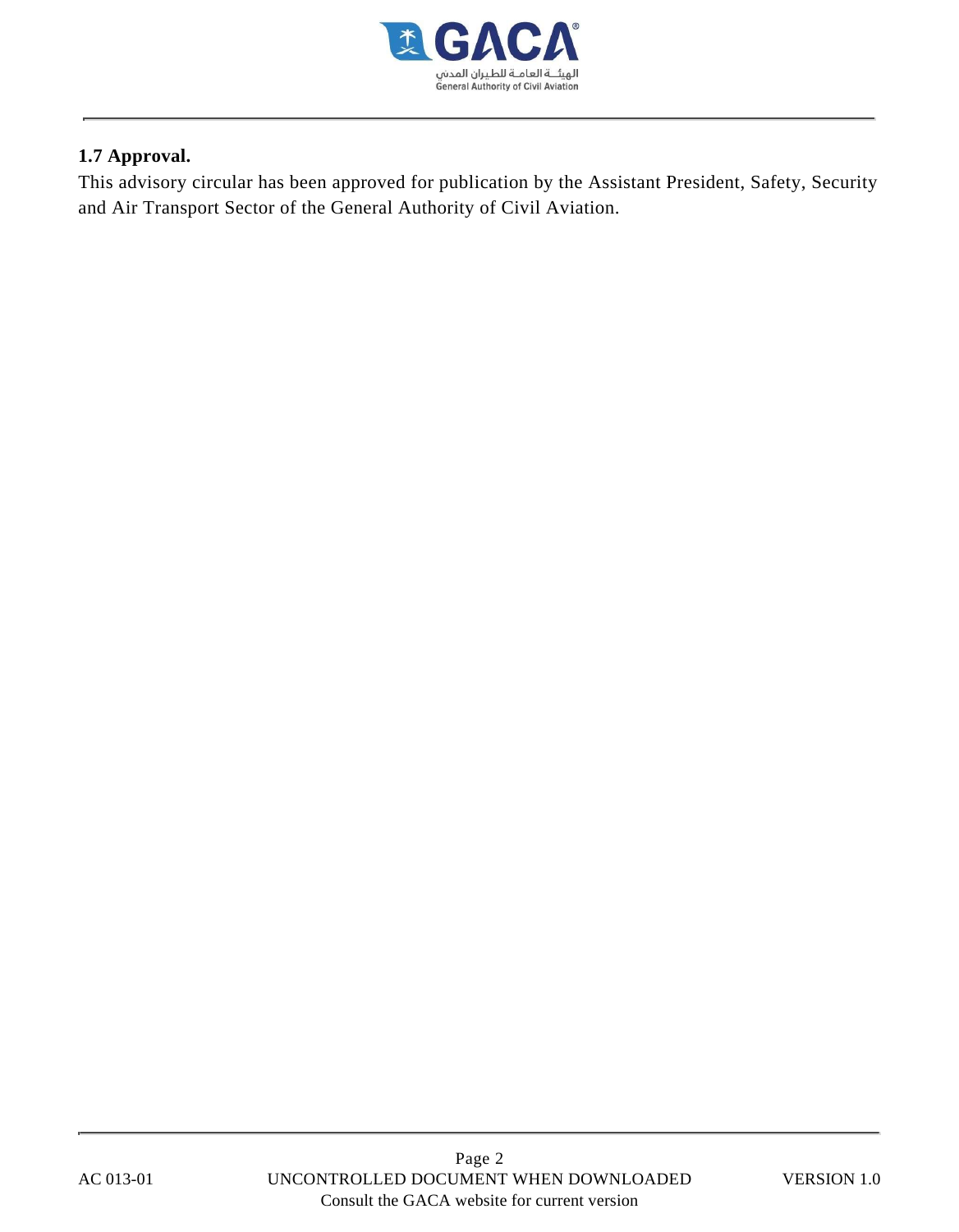**1.7 Approval.**

This advisory circular has been approved for publication by the Assistant President, Safety, Security and Air Transport Sector of the General Authority of Civil Aviation.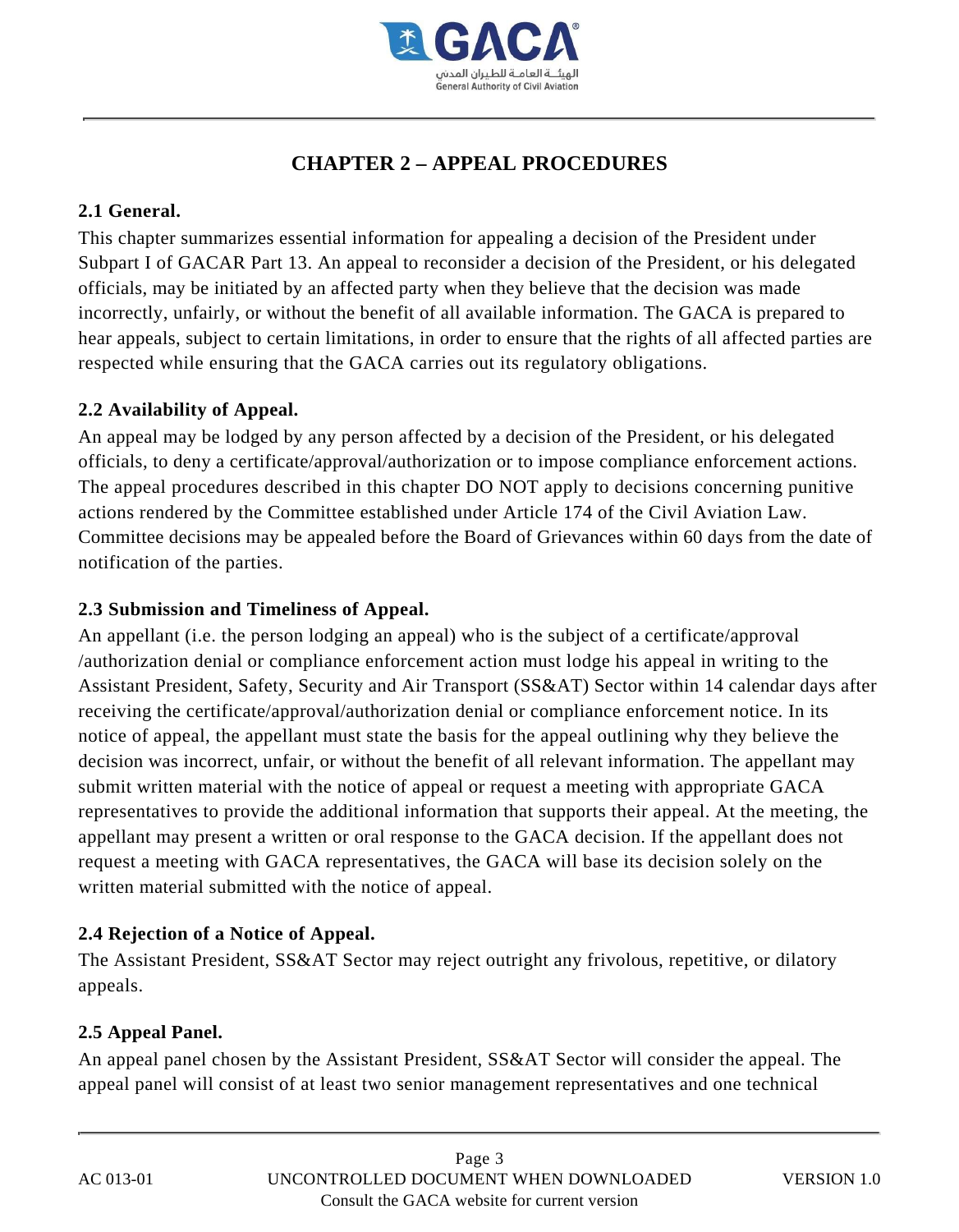# CHAPTER 2 – APPEAL PROCEDURES

## 2.1 General.

This chapter summarizes essential information for appealing a decision of the President under Subpart I of GACAR Part 13. An appeal to reconsider a decision of the President, or his delegated officials, may be initiated by an affected party when they believe that the decision was made incorrectly, unfairly, or without the benefit of all available information. The GACA is prepared to hear appeals, subject to certain limitations, in order to ensure that the rights of all affected parties are respected while ensuring that the GACA carries out its regulatory obligations.

## 2.2 Availability of Appeal.

An appeal may be lodged by any person affected by a decision of the President, or his delegated officials, to deny a certificate/approval/authorization or to impose compliance enforcement actions. The appeal procedures described in this chapter DO NOT apply to decisions concerning punitive actions rendered by the Committee established under Article 174 of the Civil Aviation Law. Committee decisions may be appealed before the Board of Grievances within 60 days from the date of notification of the parties.

## 2.3 Submission and Timeliness of Appeal.

An appellant (i.e. the person lodging an appeal) who is the subject of a certificate/approval /authorization denial or compliance enforcement action must lodge his appeal in writing to the Assistant President, Safety, Security and Air Transport (SS&AT) Sector within 14 calendar days after receiving the certificate/approval/authorization denial or compliance enforcement notice. In its notice of appeal, the appellant must state the basis for the appeal outlining why they believe the decision was incorrect, unfair, or without the benefit of all relevant information. The appellant may submit written material with the notice of appeal or request a meeting with appropriate GACA representatives to provide the additional information that supports their appeal. At the meeting, the appellant may present a written or oral response to the GACA decision. If the appellant does not request a meeting with GACA representatives, the GACA will base its decision solely on the written material submitted with the notice of appeal.

## 2.4 Rejection of a Notice of Appeal.

The Assistant President, SS&AT Sector may reject outright any frivolous, repetitive, or dilatory appeals.

## 2.5 Appeal Panel.

An appeal panel chosen by the Assistant President, SS&AT Sector will consider the appeal. The appeal panel will consist of at least two senior management representatives and one technical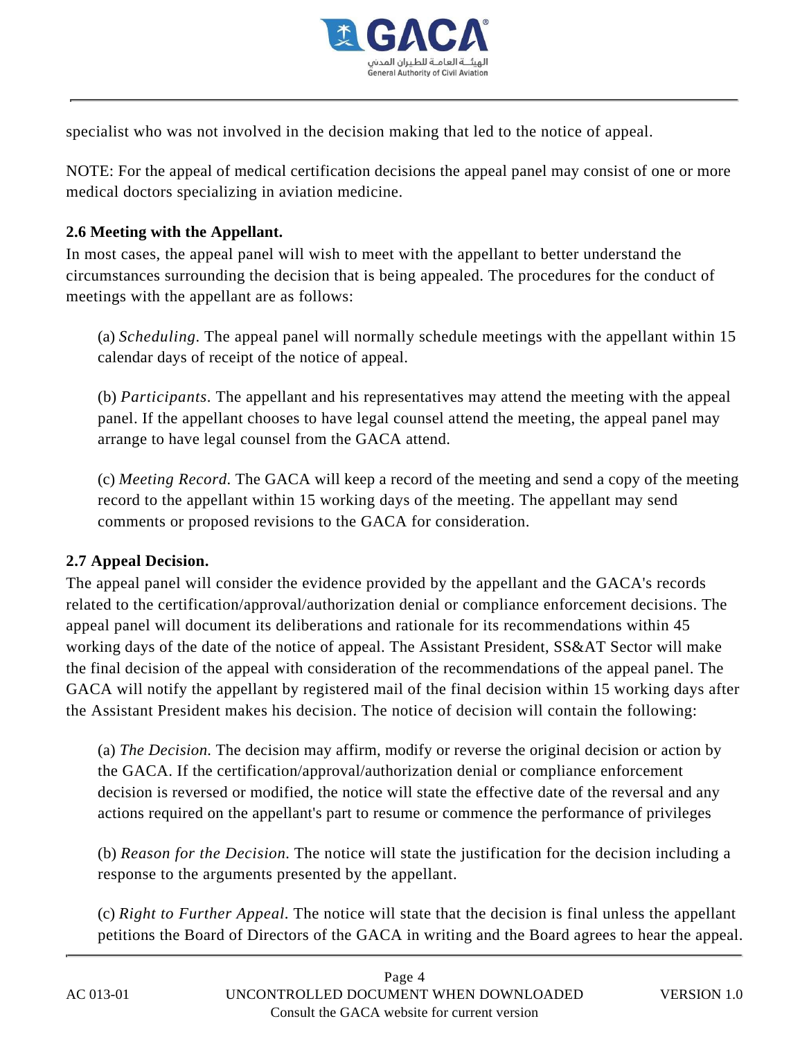specialist who was not involved in the decision making that led to the notice of appeal.

NOTE: For the appeal of medical certification decisions the appeal panel may consist of one or more medical doctors specializing in aviation medicine.

**2.6 Meeting with the Appellant.**

In most cases, the appeal panel will wish to meet with the appellant to better understand the circumstances surrounding the decision that is being appealed. The procedures for the conduct of meetings with the appellant are as follows:

(a) *Scheduling*. The appeal panel will normally schedule meetings with the appellant within 15 calendar days of receipt of the notice of appeal.

(b) *Participants*. The appellant and his representatives may attend the meeting with the appeal panel. If the appellant chooses to have legal counsel attend the meeting, the appeal panel may arrange to have legal counsel from the GACA attend.

(c) *Meeting Record*. The GACA will keep a record of the meeting and send a copy of the meeting record to the appellant within 15 working days of the meeting. The appellant may send comments or proposed revisions to the GACA for consideration.

**2.7 Appeal Decision.**

The appeal panel will consider the evidence provided by the appellant and the GACA's records related to the certification/approval/authorization denial or compliance enforcement decisions. The appeal panel will document its deliberations and rationale for its recommendations within 45 working days of the date of the notice of appeal. The Assistant President, SS&AT Sector will make the final decision of the appeal with consideration of the recommendations of the appeal panel. The GACA will notify the appellant by registered mail of the final decision within 15 working days after the Assistant President makes his decision. The notice of decision will contain the following:

(a) *The Decision.* The decision may affirm, modify or reverse the original decision or action by the GACA. If the certification/approval/authorization denial or compliance enforcement decision is reversed or modified, the notice will state the effective date of the reversal and any actions required on the appellant's part to resume or commence the performance of privileges

(b) *Reason for the Decision*. The notice will state the justification for the decision including a response to the arguments presented by the appellant.

(c) *Right to Further Appeal*. The notice will state that the decision is final unless the appellant petitions the Board of Directors of the GACA in writing and the Board agrees to hear the appeal.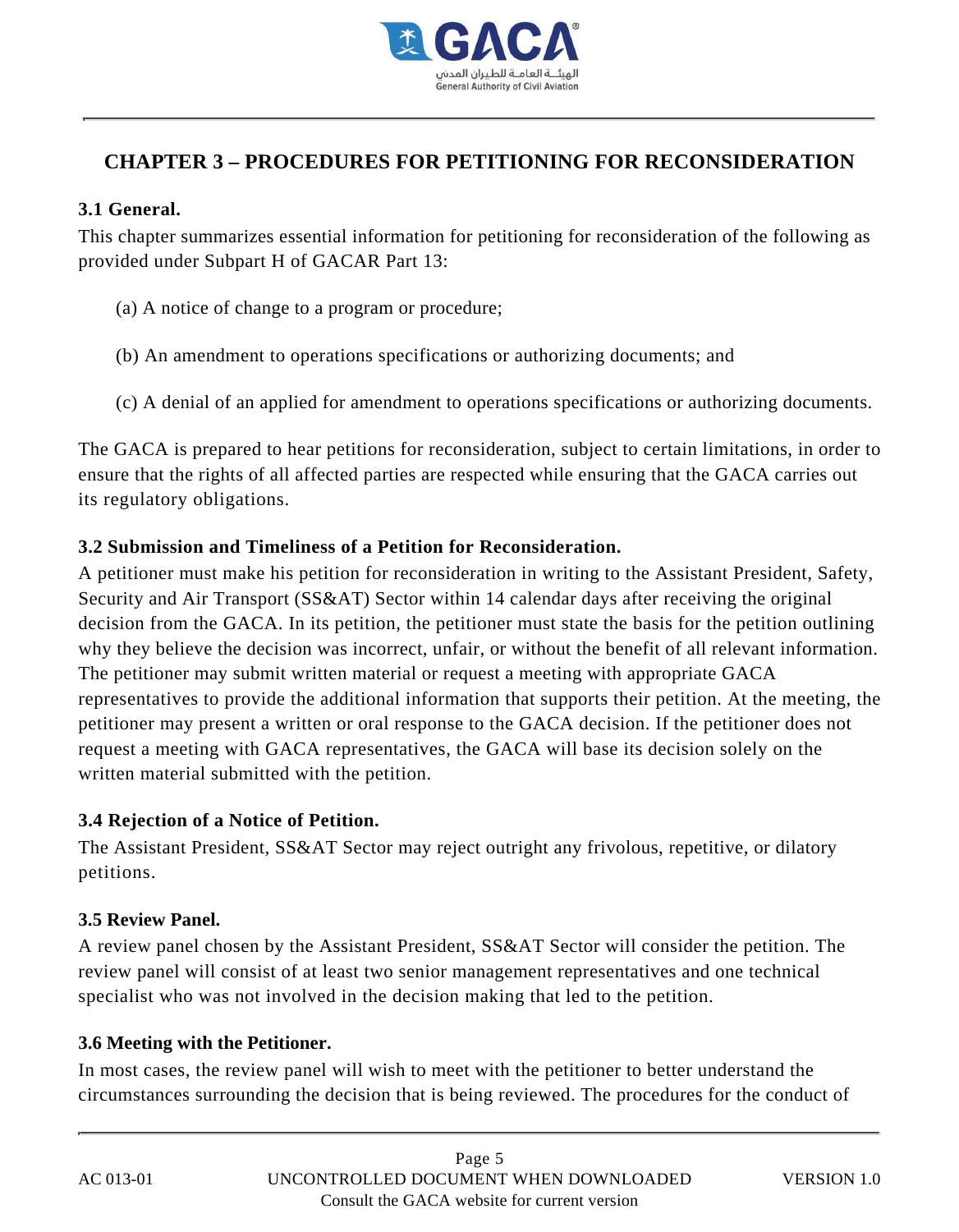## CHAPTER 3 – PROCEDURES FOR PETITIONING FOR RECONSIDERATION

### 3.1 General.

This chapter summarizes essential information for petitioning for reconsideration of the following as provided under Subpart H of GACAR Part 13:

(a) A notice of change to a program or procedure;

(b) An amendment to operations specifications or authorizing documents; and

(c) A denial of an applied for amendment to operations specifications or authorizing documents.

The GACA is prepared to hear petitions for reconsideration, subject to certain limitations, in order to ensure that the rights of all affected parties are respected while ensuring that the GACA carries out its regulatory obligations.

### 3.2 Submission and Timeliness of a Petition for Reconsideration.

A petitioner must make his petition for reconsideration in writing to the Assistant President, Safety, Security and Air Transport (SS&AT) Sector within 14 calendar days after receiving the original decision from the GACA. In its petition, the petitioner must state the basis for the petition outlining why they believe the decision was incorrect, unfair, or without the benefit of all relevant information. The petitioner may submit written material or request a meeting with appropriate GACA representatives to provide the additional information that supports their petition. At the meeting, the petitioner may present a written or oral response to the GACA decision. If the petitioner does not request a meeting with GACA representatives, the GACA will base its decision solely on the written material submitted with the petition.

### 3.4 Rejection of a Notice of Petition.

The Assistant President, SS&AT Sector may reject outright any frivolous, repetitive, or dilatory petitions.

### 3.5 Review Panel.

A review panel chosen by the Assistant President, SS&AT Sector will consider the petition. The review panel will consist of at least two senior management representatives and one technical specialist who was not involved in the decision making that led to the petition.

### 3.6 Meeting with the Petitioner.

In most cases, the review panel will wish to meet with the petitioner to better understand the circumstances surrounding the decision that is being reviewed. The procedures for the conduct of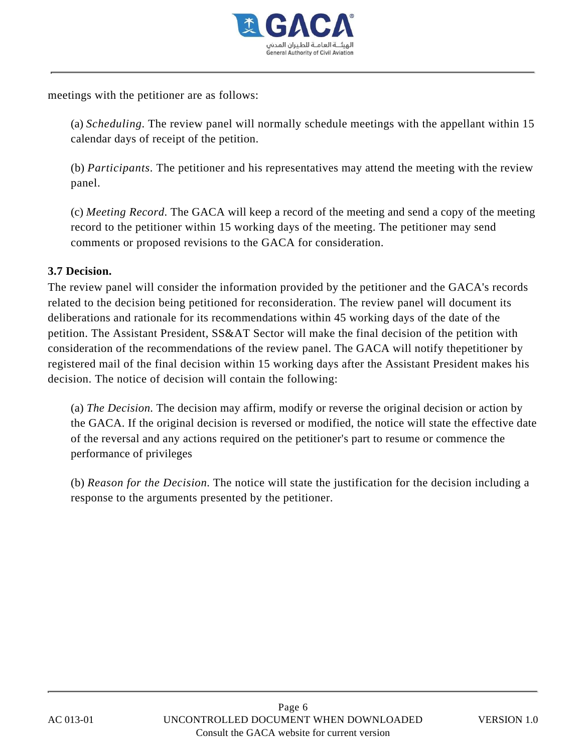meetings with the petitioner are as follows:

(a) *Scheduling*. The review panel will normally schedule meetings with the appellant within 15 calendar days of receipt of the petition.

(b) *Participants*. The petitioner and his representatives may attend the meeting with the review panel.

(c) *Meeting Record*. The GACA will keep a record of the meeting and send a copy of the meeting record to the petitioner within 15 working days of the meeting. The petitioner may send comments or proposed revisions to the GACA for consideration.

**3.7 Decision.**

The review panel will consider the information provided by the petitioner and the GACA's records related to the decision being petitioned for reconsideration. The review panel will document its deliberations and rationale for its recommendations within 45 working days of the date of the petition. The Assistant President, SS&AT Sector will make the final decision of the petition with consideration of the recommendations of the review panel. The GACA will notify thepetitioner by registered mail of the final decision within 15 working days after the Assistant President makes his decision. The notice of decision will contain the following:

(a) *The Decision.* The decision may affirm, modify or reverse the original decision or action by the GACA. If the original decision is reversed or modified, the notice will state the effective date of the reversal and any actions required on the petitioner's part to resume or commence the performance of privileges

(b) *Reason for the Decision.* The notice will state the justification for the decision including a response to the arguments presented by the petitioner.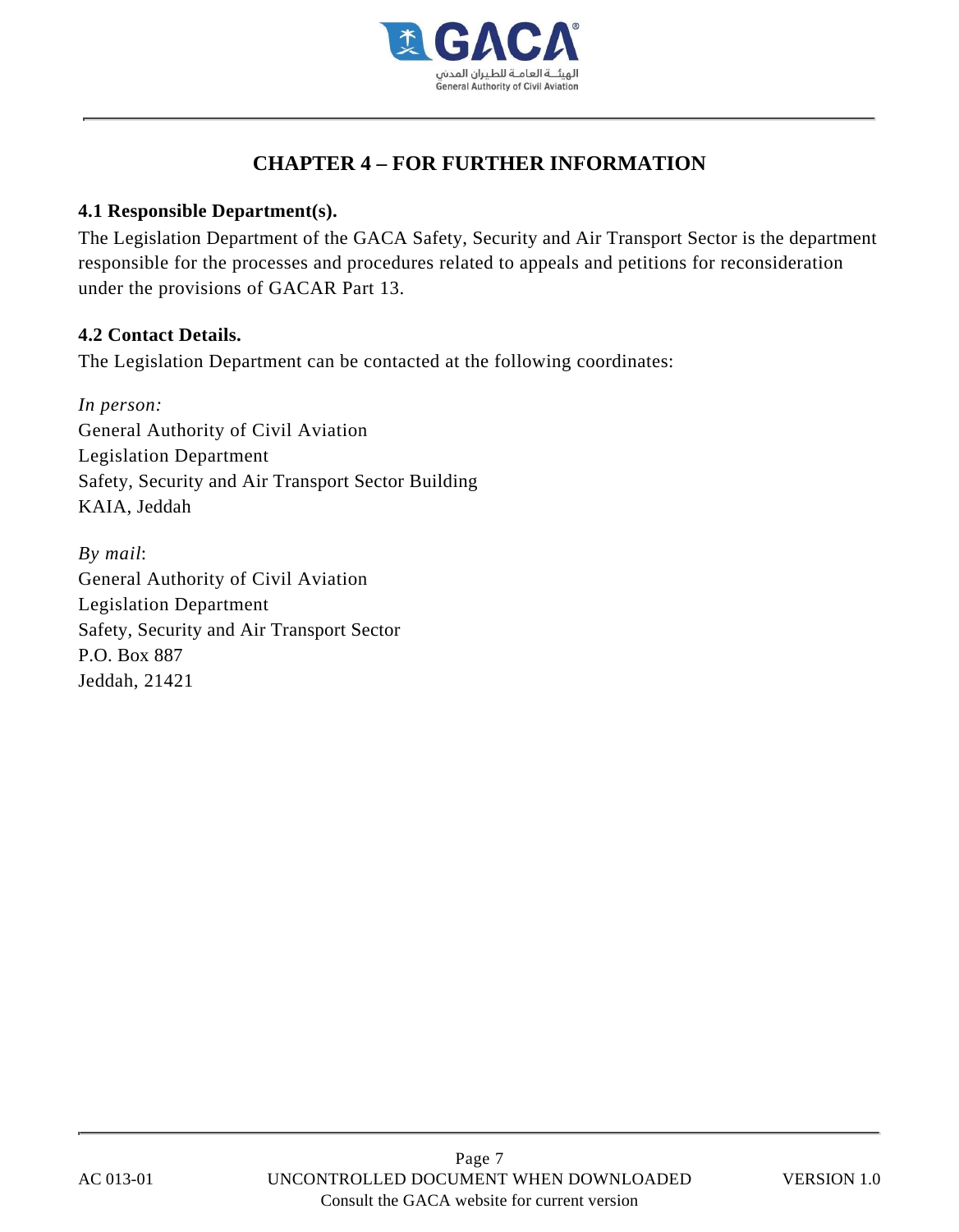## CHAPTER 4 – FOR FURTHER INFORMATION

### 4.1 Responsible Department(s).

The Legislation Department of the GACA Safety, Security and Air Transport Sector is the department responsible for the processes and procedures related to appeals and petitions for reconsideration under the provisions of GACAR Part 13.

### 4.2 Contact Details.

The Legislation Department can be contacted at the following coordinates:

*In person:*
General Authority of Civil Aviation
Legislation Department
Safety, Security and Air Transport Sector Building
KAIA, Jeddah

*By mail*:
General Authority of Civil Aviation
Legislation Department
Safety, Security and Air Transport Sector
P.O. Box 887
Jeddah, 21421